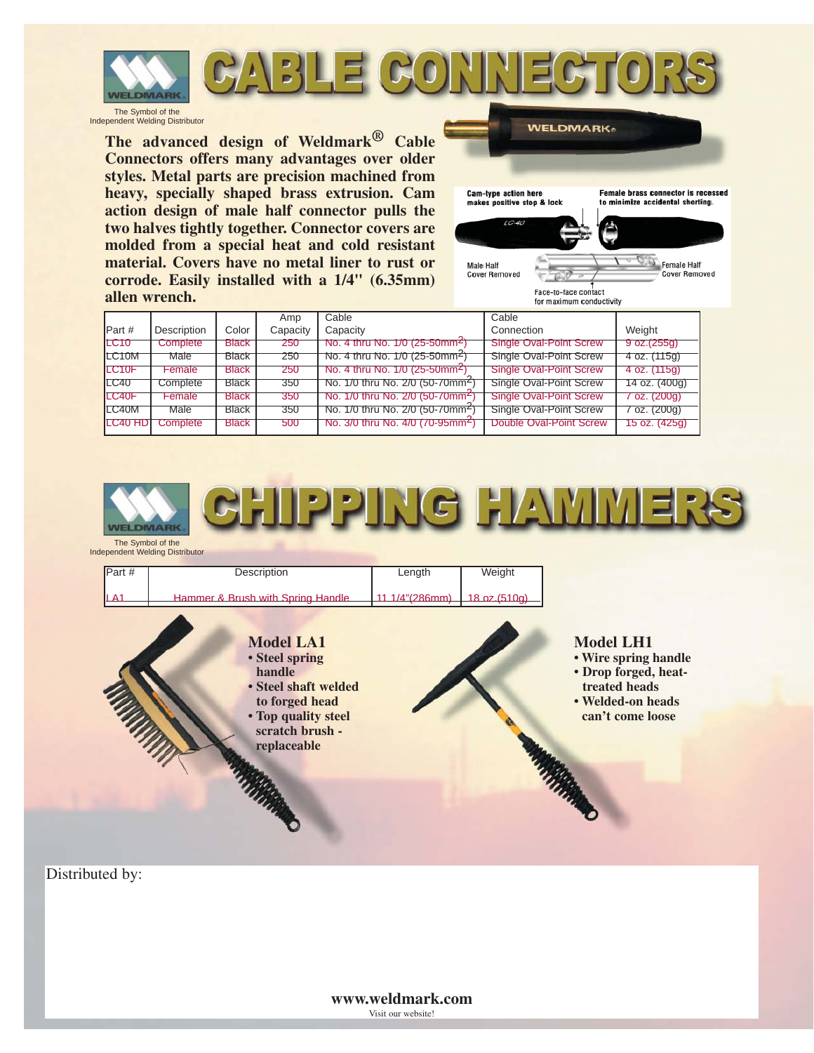# CABLE CONNECTORS

WELDMARK

The Symbol of the Independent Welding Distributor

**The advanced design of Weldmark® Cable Connectors offers many advantages over older styles. Metal parts are precision machined from heavy, specially shaped brass extrusion. Cam action design of male half connector pulls the two halves tightly together. Connector covers are molded from a special heat and cold resistant material. Covers have no metal liner to rust or corrode. Easily installed with a 1/4" (6.35mm) allen wrench.**

Cam-type action here makes positive stop & lock

Female brass connector is recessed to minimize accidental shorting.

Male Half Cover Removed

Female Half Cover Removed

Face-to-face contact for maximum conductivity

| Part # | Description | Color | Amp Capacity | Cable Capacity | Cable Connection | Weight |
|---|---|---|---|---|---|---|
| LC10 | Complete | Black | 250 | No. 4 thru No. 1/0 (25-50mm$^2$) | Single Oval-Point Screw | 9 oz.(255g) |
| LC10M | Male | Black | 250 | No. 4 thru No. 1/0 (25-50mm$^2$) | Single Oval-Point Screw | 4 oz. (115g) |
| LC10F | Female | Black | 250 | No. 4 thru No. 1/0 (25-50mm$^2$) | Single Oval-Point Screw | 4 oz. (115g) |
| LC40 | Complete | Black | 350 | No. 1/0 thru No. 2/0 (50-70mm$^2$) | Single Oval-Point Screw | 14 oz. (400g) |
| LC40F | Female | Black | 350 | No. 1/0 thru No. 2/0 (50-70mm$^2$) | Single Oval-Point Screw | 7 oz. (200g) |
| LC40M | Male | Black | 350 | No. 1/0 thru No. 2/0 (50-70mm$^2$) | Single Oval-Point Screw | 7 oz. (200g) |
| LC40 HD | Complete | Black | 500 | No. 3/0 thru No. 4/0 (70-95mm$^2$) | Double Oval-Point Screw | 15 oz. (425g) |

# CHIPPING HAMMERS

WELDMARK

The Symbol of the Independent Welding Distributor

| Part # | Description | Length | Weight |
|---|---|---|---|
| LA1 | Hammer & Brush with Spring Handle | 11 1/4"(286mm) | 18 oz.(510g) |

**Model LA1**

- **Steel spring handle**
- **Steel shaft welded to forged head**
- **Top quality steel scratch brush - replaceable**

**Model LH1**

- **Wire spring handle**
- **Drop forged, heat-treated heads**
- **Welded-on heads can't come loose**

Distributed by:

**www.weldmark.com**

Visit our website!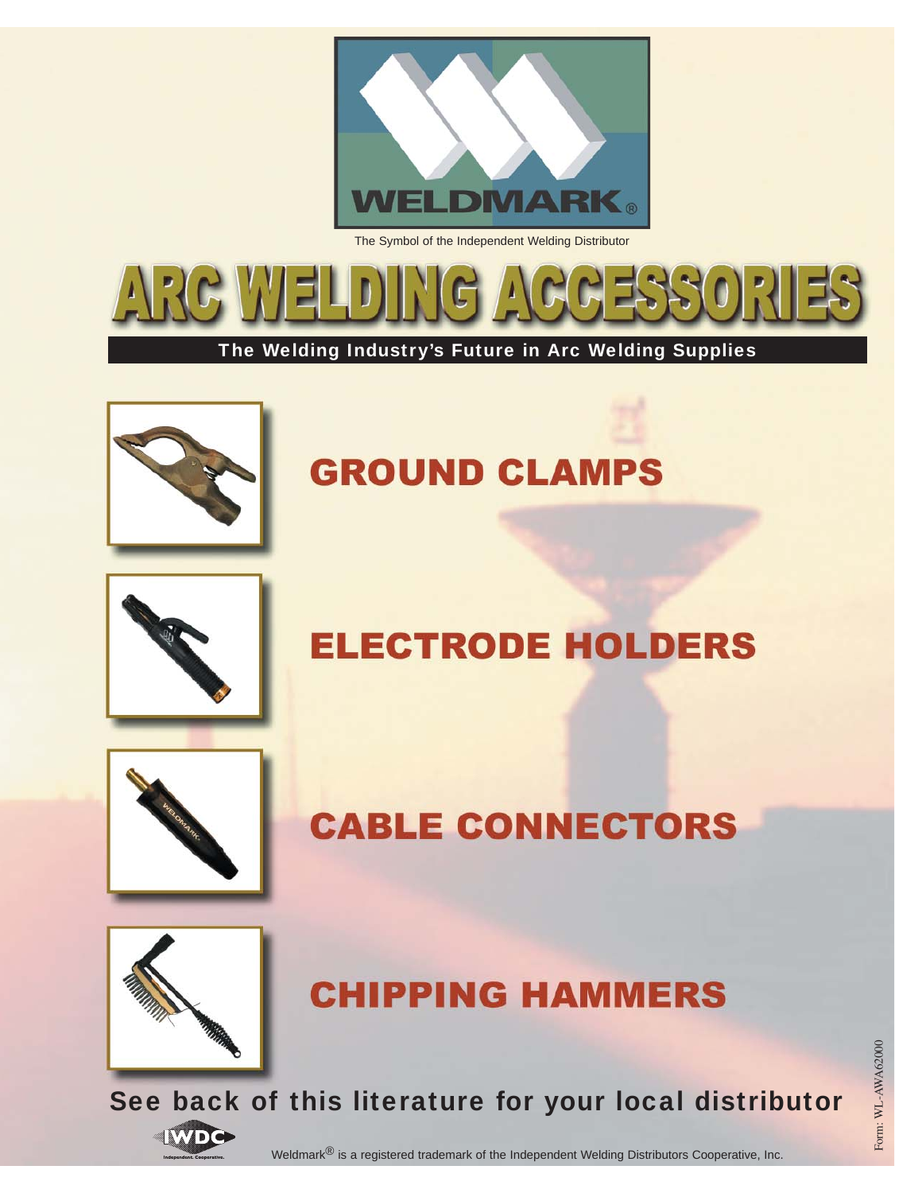WELDMARK®

The Symbol of the Independent Welding Distributor

# ARC WELDING ACCESSORIES

**The Welding Industry's Future in Arc Welding Supplies**

## GROUND CLAMPS

## ELECTRODE HOLDERS

## CABLE CONNECTORS

## CHIPPING HAMMERS

**See back of this literature for your local distributor**

IWDC Independent. Cooperative.

Weldmark® is a registered trademark of the Independent Welding Distributors Cooperative, Inc.

Form: WL-AWA62000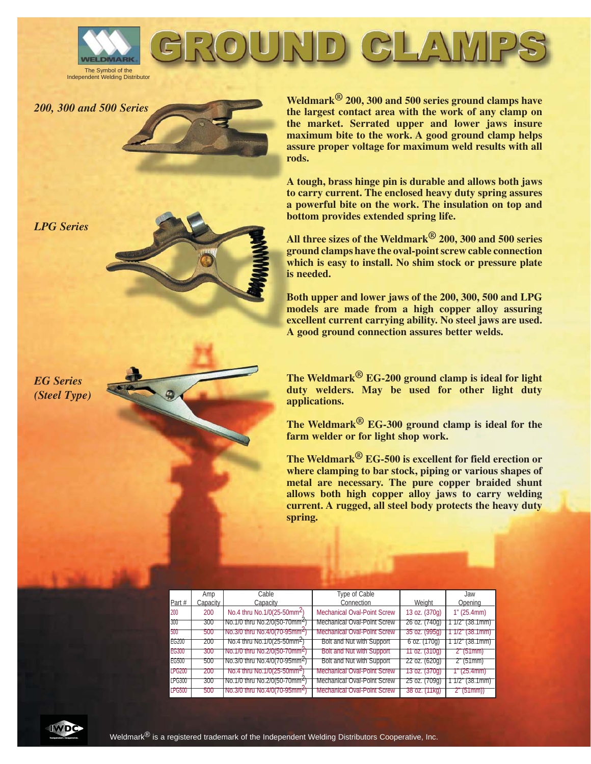# GROUND CLAMPS

The Symbol of the Independent Welding Distributor

*200, 300 and 500 Series*

**Weldmark® 200, 300 and 500 series ground clamps have the largest contact area with the work of any clamp on the market. Serrated upper and lower jaws insure maximum bite to the work. A good ground clamp helps assure proper voltage for maximum weld results with all rods.**

**A tough, brass hinge pin is durable and allows both jaws to carry current. The enclosed heavy duty spring assures a powerful bite on the work. The insulation on top and bottom provides extended spring life.**

**All three sizes of the Weldmark® 200, 300 and 500 series ground clamps have the oval-point screw cable connection which is easy to install. No shim stock or pressure plate is needed.**

*LPG Series*

**Both upper and lower jaws of the 200, 300, 500 and LPG models are made from a high copper alloy assuring excellent current carrying ability. No steel jaws are used. A good ground connection assures better welds.**

*EG Series (Steel Type)*

**The Weldmark® EG-200 ground clamp is ideal for light duty welders. May be used for other light duty applications.**

**The Weldmark® EG-300 ground clamp is ideal for the farm welder or for light shop work.**

**The Weldmark® EG-500 is excellent for field erection or where clamping to bar stock, piping or various shapes of metal are necessary. The pure copper braided shunt allows both high copper alloy jaws to carry welding current. A rugged, all steel body protects the heavy duty spring.**

| Part # | Amp Capacity | Cable Capacity | Type of Cable Connection | Weight | Jaw Opening |
|---|---|---|---|---|---|
| 200 | 200 | No.4 thru No.1/0(25-50mm²) | Mechanical Oval-Point Screw | 13 oz. (370g) | 1" (25.4mm) |
| 300 | 300 | No.1/0 thru No.2/0(50-70mm²) | Mechanical Oval-Point Screw | 26 oz. (740g) | 1 1/2" (38.1mm) |
| 500 | 500 | No.3/0 thru No.4/0(70-95mm²) | Mechanical Oval-Point Screw | 35 oz. (995g) | 1 1/2" (38.1mm) |
| EG200 | 200 | No.4 thru No.1/0(25-50mm²) | Bolt and Nut with Support | 6 oz. (170g) | 1 1/2" (38.1mm) |
| EG300 | 300 | No.1/0 thru No.2/0(50-70mm²) | Bolt and Nut with Support | 11 oz. (310g) | 2" (51mm) |
| EG500 | 500 | No.3/0 thru No.4/0(70-95mm²) | Bolt and Nut with Support | 22 oz. (620g) | 2" (51mm) |
| LPG200 | 200 | No.4 thru No.1/0(25-50mm²) | Mechanical Oval-Point Screw | 13 oz. (370g) | 1" (25.4mm) |
| LPG300 | 300 | No.1/0 thru No.2/0(50-70mm²) | Mechanical Oval-Point Screw | 25 oz. (709g) | 1 1/2" (38.1mm) |
| LPG500 | 500 | No.3/0 thru No.4/0(70-95mm²) | Mechanical Oval-Point Screw | 38 oz. (11kg) | 2" (51mm) |

Weldmark® is a registered trademark of the Independent Welding Distributors Cooperative, Inc.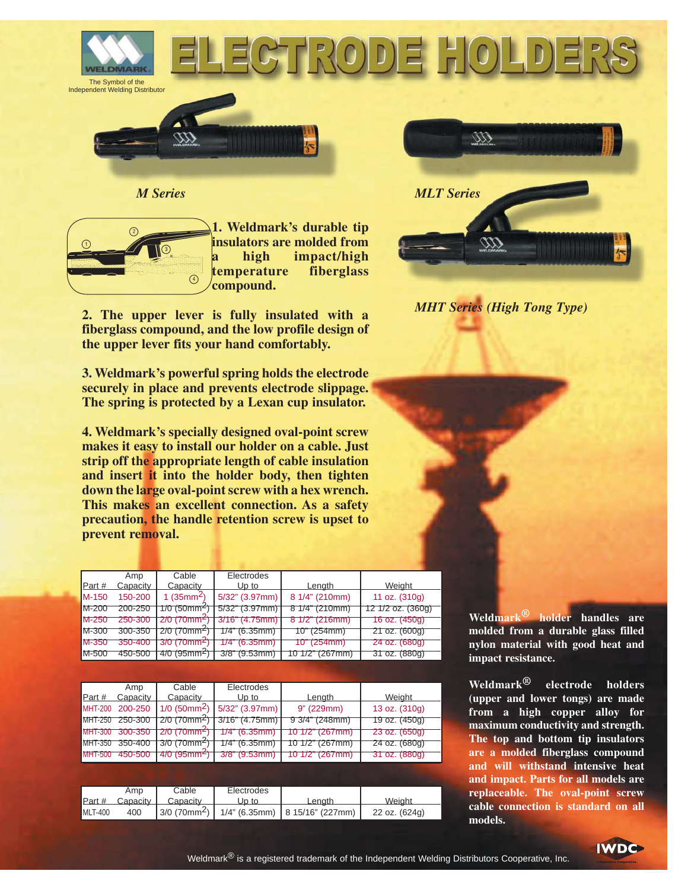WELDMARK

The Symbol of the Independent Welding Distributor

# ELECTRODE HOLDERS

*M Series*

*MLT Series*

*MHT Series (High Tong Type)*

**1. Weldmark's durable tip insulators are molded from a high impact/high temperature fiberglass compound.**

**2. The upper lever is fully insulated with a fiberglass compound, and the low profile design of the upper lever fits your hand comfortably.**

**3. Weldmark's powerful spring holds the electrode securely in place and prevents electrode slippage. The spring is protected by a Lexan cup insulator.**

**4. Weldmark's specially designed oval-point screw makes it easy to install our holder on a cable. Just strip off the appropriate length of cable insulation and insert it into the holder body, then tighten down the large oval-point screw with a hex wrench. This makes an excellent connection. As a safety precaution, the handle retention screw is upset to prevent removal.**

| Part # | Amp Capacity | Cable Capacity | Electrodes Up to | Length | Weight |
|---|---|---|---|---|---|
| M-150 | 150-200 | 1 (35mm$^2$) | 5/32" (3.97mm) | 8 1/4" (210mm) | 11 oz. (310g) |
| M-200 | 200-250 | 1/0 (50mm$^2$) | 5/32" (3.97mm) | 8 1/4" (210mm) | 12 1/2 oz. (360g) |
| M-250 | 250-300 | 2/0 (70mm$^2$) | 3/16" (4.75mm) | 8 1/2" (216mm) | 16 oz. (450g) |
| M-300 | 300-350 | 2/0 (70mm$^2$) | 1/4" (6.35mm) | 10" (254mm) | 21 oz. (600g) |
| M-350 | 350-400 | 3/0 (70mm$^2$) | 1/4" (6.35mm) | 10" (254mm) | 24 oz. (680g) |
| M-500 | 450-500 | 4/0 (95mm$^2$) | 3/8" (9.53mm) | 10 1/2" (267mm) | 31 oz. (880g) |

| Part # | Amp Capacity | Cable Capacity | Electrodes Up to | Length | Weight |
|---|---|---|---|---|---|
| MHT-200 | 200-250 | 1/0 (50mm$^2$) | 5/32" (3.97mm) | 9" (229mm) | 13 oz. (310g) |
| MHT-250 | 250-300 | 2/0 (70mm$^2$) | 3/16" (4.75mm) | 9 3/4" (248mm) | 19 oz. (450g) |
| MHT-300 | 300-350 | 2/0 (70mm$^2$) | 1/4" (6.35mm) | 10 1/2" (267mm) | 23 oz. (650g) |
| MHT-350 | 350-400 | 3/0 (70mm$^2$) | 1/4" (6.35mm) | 10 1/2" (267mm) | 24 oz. (680g) |
| MHT-500 | 450-500 | 4/0 (95mm$^2$) | 3/8" (9.53mm) | 10 1/2" (267mm) | 31 oz. (880g) |

| Part # | Amp Capacity | Cable Capacity | Electrodes Up to | Length | Weight |
|---|---|---|---|---|---|
| MLT-400 | 400 | 3/0 (70mm$^2$) | 1/4" (6.35mm) | 8 15/16" (227mm) | 22 oz. (624g) |

**Weldmark® holder handles are molded from a durable glass filled nylon material with good heat and impact resistance.**

**Weldmark® electrode holders (upper and lower tongs) are made from a high copper alloy for maximum conductivity and strength. The top and bottom tip insulators are a molded fiberglass compound and will withstand intensive heat and impact. Parts for all models are replaceable. The oval-point screw cable connection is standard on all models.**

Weldmark® is a registered trademark of the Independent Welding Distributors Cooperative, Inc.

IWDC